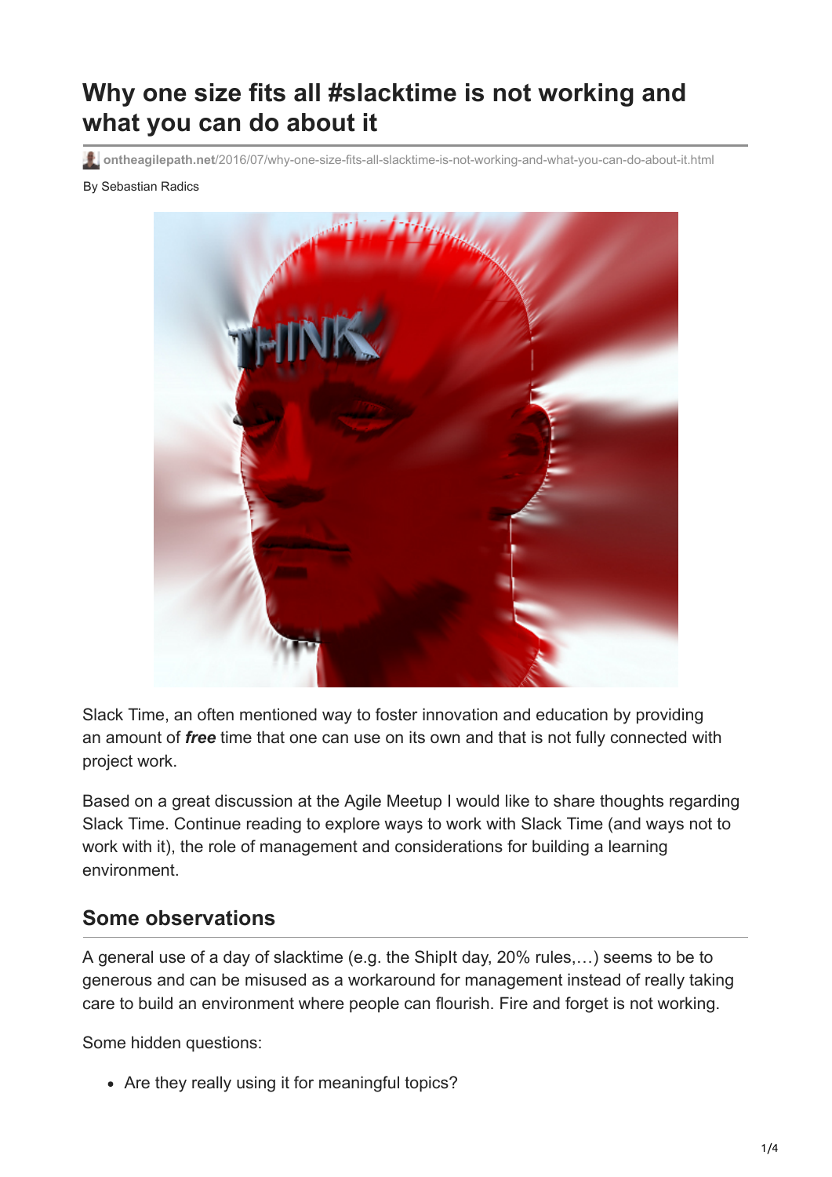# Why one size fits all #slacktime is not working and what you can do about it

ontheagilepath.net/2016/07/why-one-size-fits-all-slacktime-is-not-working-and-what-you-can-do-about-it.html

By Sebastian Radics

Slack Time, an often mentioned way to foster innovation and education by providing an amount of ***free*** time that one can use on its own and that is not fully connected with project work.

Based on a great discussion at the Agile Meetup I would like to share thoughts regarding Slack Time. Continue reading to explore ways to work with Slack Time (and ways not to work with it), the role of management and considerations for building a learning environment.

## Some observations

A general use of a day of slacktime (e.g. the ShipIt day, 20% rules,…) seems to be to generous and can be misused as a workaround for management instead of really taking care to build an environment where people can flourish. Fire and forget is not working.

Some hidden questions:

- Are they really using it for meaningful topics?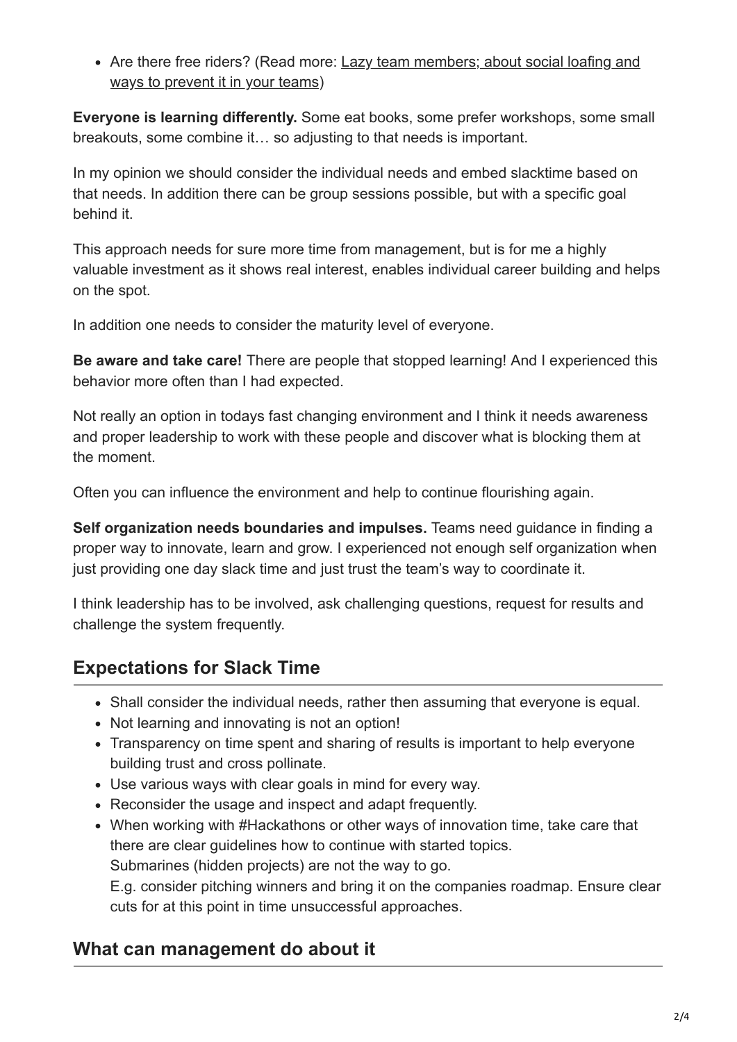- Are there free riders? (Read more: Lazy team members; about social loafing and ways to prevent it in your teams)

**Everyone is learning differently.** Some eat books, some prefer workshops, some small breakouts, some combine it… so adjusting to that needs is important.

In my opinion we should consider the individual needs and embed slacktime based on that needs. In addition there can be group sessions possible, but with a specific goal behind it.

This approach needs for sure more time from management, but is for me a highly valuable investment as it shows real interest, enables individual career building and helps on the spot.

In addition one needs to consider the maturity level of everyone.

**Be aware and take care!** There are people that stopped learning! And I experienced this behavior more often than I had expected.

Not really an option in todays fast changing environment and I think it needs awareness and proper leadership to work with these people and discover what is blocking them at the moment.

Often you can influence the environment and help to continue flourishing again.

**Self organization needs boundaries and impulses.** Teams need guidance in finding a proper way to innovate, learn and grow. I experienced not enough self organization when just providing one day slack time and just trust the team's way to coordinate it.

I think leadership has to be involved, ask challenging questions, request for results and challenge the system frequently.

## Expectations for Slack Time

- Shall consider the individual needs, rather then assuming that everyone is equal.
- Not learning and innovating is not an option!
- Transparency on time spent and sharing of results is important to help everyone building trust and cross pollinate.
- Use various ways with clear goals in mind for every way.
- Reconsider the usage and inspect and adapt frequently.
- When working with #Hackathons or other ways of innovation time, take care that there are clear guidelines how to continue with started topics.
  Submarines (hidden projects) are not the way to go.
  E.g. consider pitching winners and bring it on the companies roadmap. Ensure clear cuts for at this point in time unsuccessful approaches.

## What can management do about it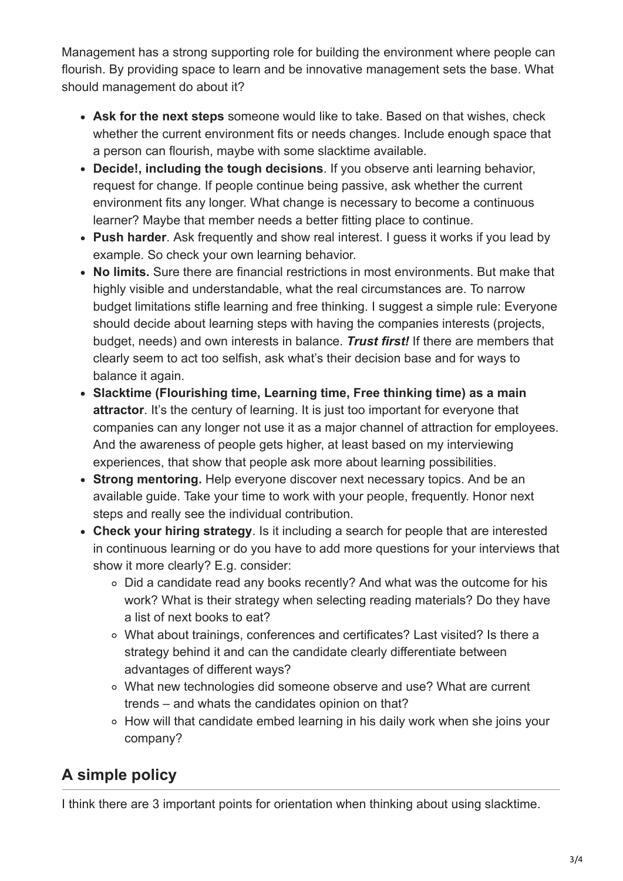Management has a strong supporting role for building the environment where people can flourish. By providing space to learn and be innovative management sets the base. What should management do about it?

- **Ask for the next steps** someone would like to take. Based on that wishes, check whether the current environment fits or needs changes. Include enough space that a person can flourish, maybe with some slacktime available.
- **Decide!, including the tough decisions**. If you observe anti learning behavior, request for change. If people continue being passive, ask whether the current environment fits any longer. What change is necessary to become a continuous learner? Maybe that member needs a better fitting place to continue.
- **Push harder**. Ask frequently and show real interest. I guess it works if you lead by example. So check your own learning behavior.
- **No limits.** Sure there are financial restrictions in most environments. But make that highly visible and understandable, what the real circumstances are. To narrow budget limitations stifle learning and free thinking. I suggest a simple rule: Everyone should decide about learning steps with having the companies interests (projects, budget, needs) and own interests in balance. ***Trust first!*** If there are members that clearly seem to act too selfish, ask what's their decision base and for ways to balance it again.
- **Slacktime (Flourishing time, Learning time, Free thinking time) as a main attractor**. It's the century of learning. It is just too important for everyone that companies can any longer not use it as a major channel of attraction for employees. And the awareness of people gets higher, at least based on my interviewing experiences, that show that people ask more about learning possibilities.
- **Strong mentoring.** Help everyone discover next necessary topics. And be an available guide. Take your time to work with your people, frequently. Honor next steps and really see the individual contribution.
- **Check your hiring strategy**. Is it including a search for people that are interested in continuous learning or do you have to add more questions for your interviews that show it more clearly? E.g. consider:
  - Did a candidate read any books recently? And what was the outcome for his work? What is their strategy when selecting reading materials? Do they have a list of next books to eat?
  - What about trainings, conferences and certificates? Last visited? Is there a strategy behind it and can the candidate clearly differentiate between advantages of different ways?
  - What new technologies did someone observe and use? What are current trends – and whats the candidates opinion on that?
  - How will that candidate embed learning in his daily work when she joins your company?

## A simple policy

I think there are 3 important points for orientation when thinking about using slacktime.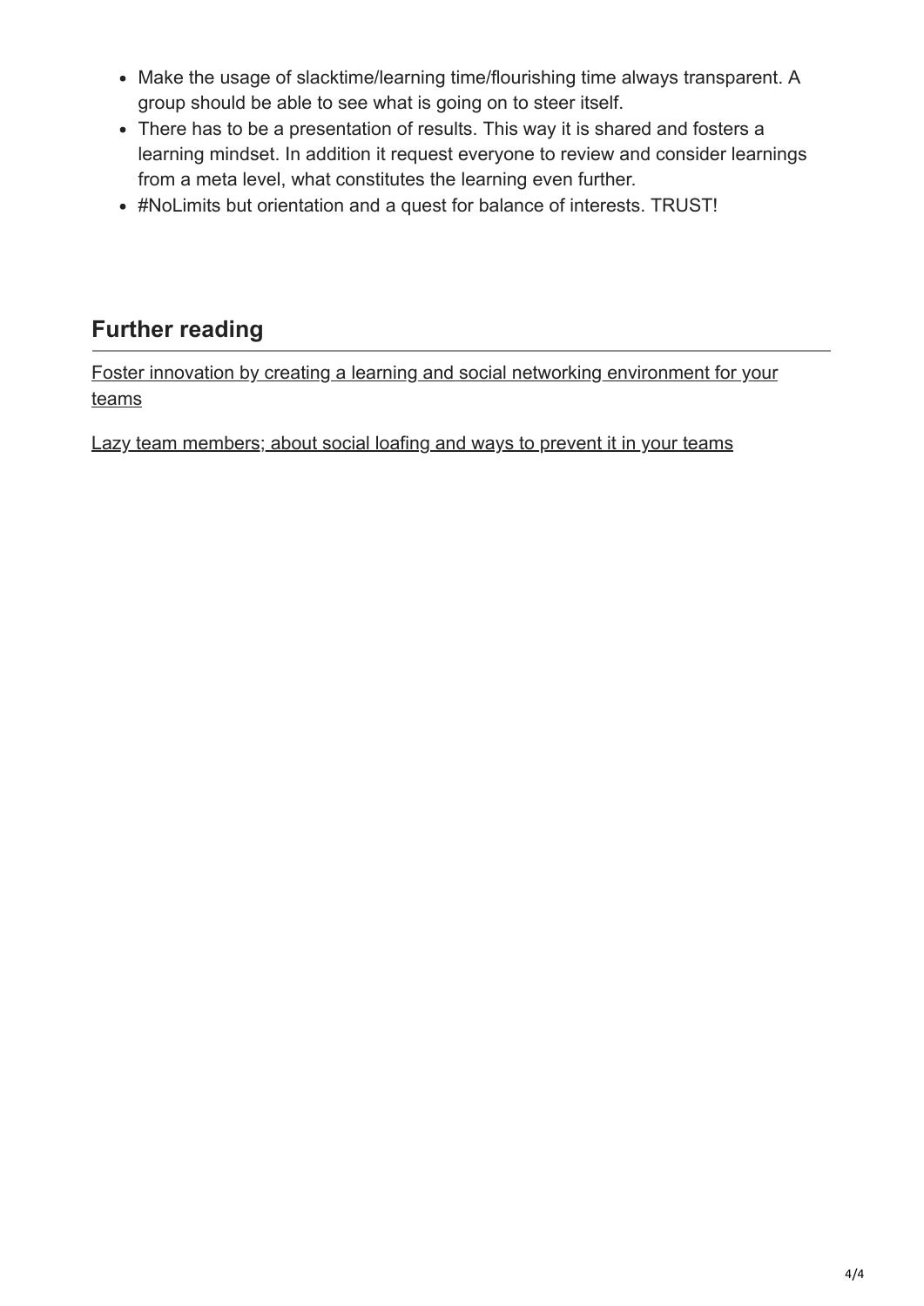- Make the usage of slacktime/learning time/flourishing time always transparent. A group should be able to see what is going on to steer itself.
- There has to be a presentation of results. This way it is shared and fosters a learning mindset. In addition it request everyone to review and consider learnings from a meta level, what constitutes the learning even further.
- #NoLimits but orientation and a quest for balance of interests. TRUST!

## Further reading

Foster innovation by creating a learning and social networking environment for your teams

Lazy team members; about social loafing and ways to prevent it in your teams